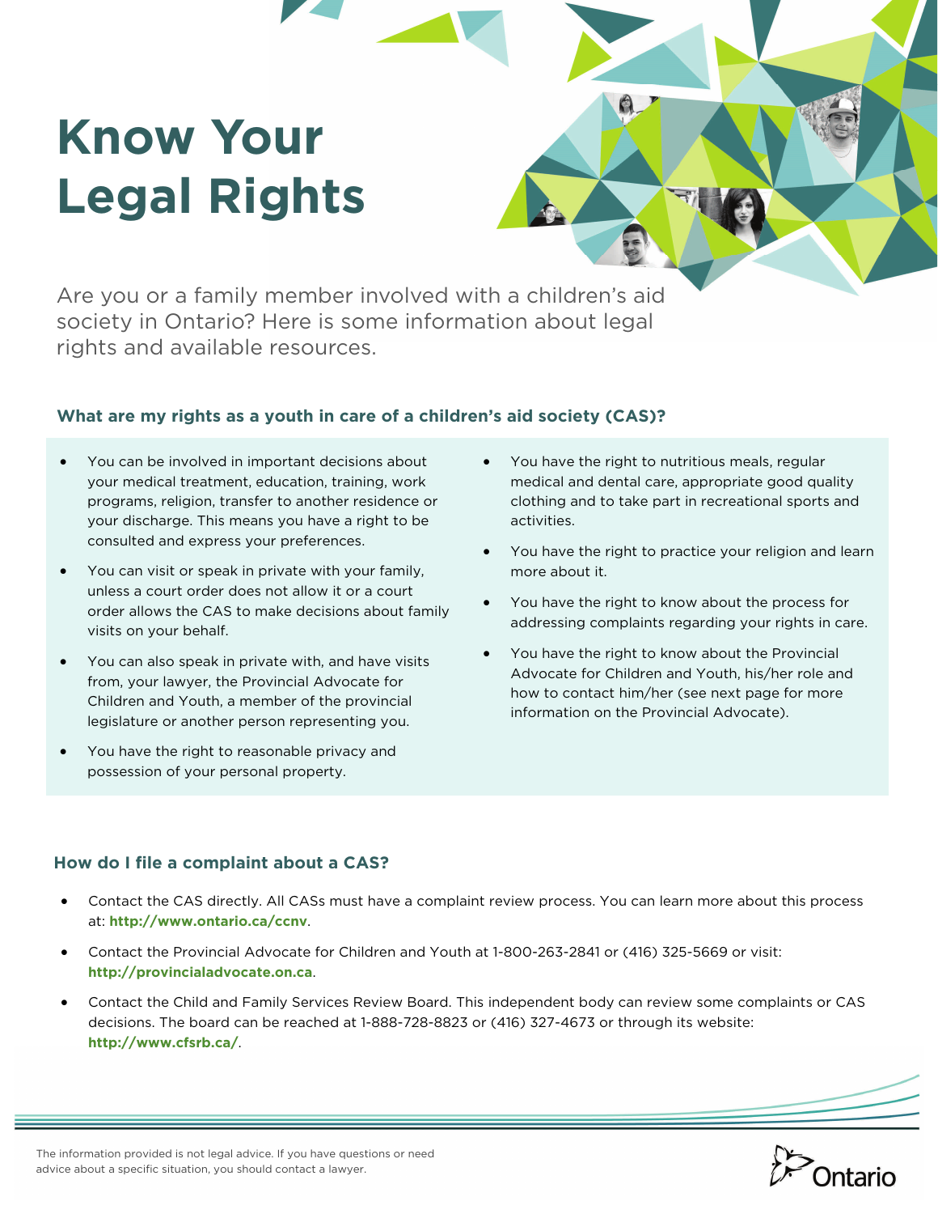# Know Your Legal Rights

Are you or a family member involved with a children's aid society in Ontario? Here is some information about legal rights and available resources.

### What are my rights as a youth in care of a children's aid society (CAS)?

- You can be involved in important decisions about your medical treatment, education, training, work programs, religion, transfer to another residence or your discharge. This means you have a right to be consulted and express your preferences.
- You can visit or speak in private with your family, unless a court order does not allow it or a court order allows the CAS to make decisions about family visits on your behalf.
- You can also speak in private with, and have visits from, your lawyer, the Provincial Advocate for Children and Youth, a member of the provincial legislature or another person representing you.
- You have the right to reasonable privacy and possession of your personal property.
- You have the right to nutritious meals, regular medical and dental care, appropriate good quality clothing and to take part in recreational sports and activities.
- You have the right to practice your religion and learn more about it.
- You have the right to know about the process for addressing complaints regarding your rights in care.
- You have the right to know about the Provincial Advocate for Children and Youth, his/her role and how to contact him/her (see next page for more information on the Provincial Advocate).

### How do I file a complaint about a CAS?

- Contact the CAS directly. All CASs must have a complaint review process. You can learn more about this process at: **http://www.ontario.ca/ccnv**.
- Contact the Provincial Advocate for Children and Youth at 1-800-263-2841 or (416) 325-5669 or visit: **http://provincialadvocate.on.ca**.
- Contact the Child and Family Services Review Board. This independent body can review some complaints or CAS decisions. The board can be reached at 1-888-728-8823 or (416) 327-4673 or through its website: **http://www.cfsrb.ca/**.

The information provided is not legal advice. If you have questions or need advice about a specific situation, you should contact a lawyer.

Ontario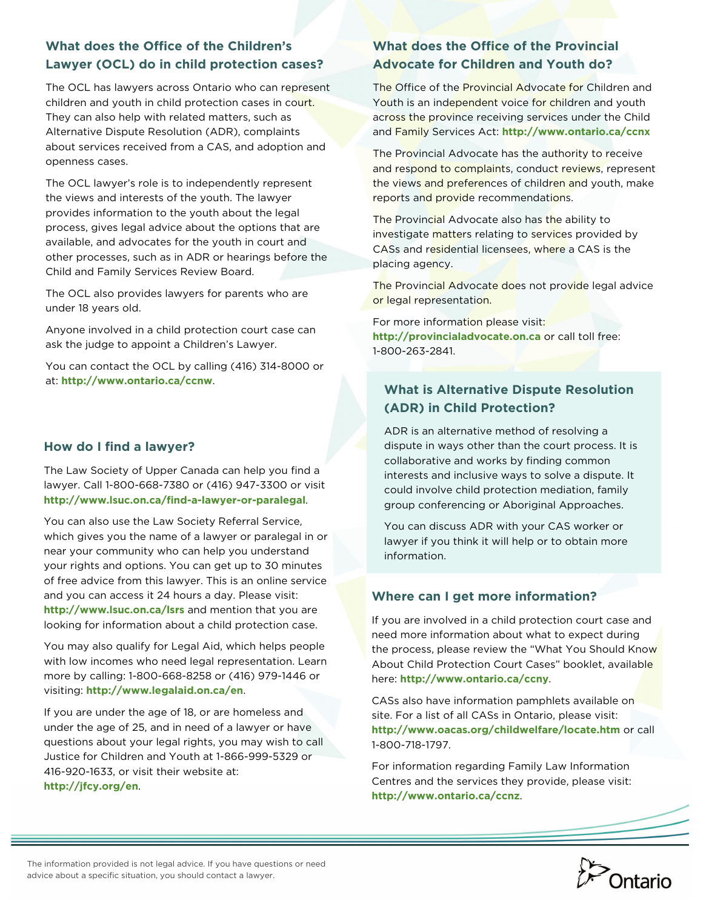## What does the Office of the Children's Lawyer (OCL) do in child protection cases?

The OCL has lawyers across Ontario who can represent children and youth in child protection cases in court. They can also help with related matters, such as Alternative Dispute Resolution (ADR), complaints about services received from a CAS, and adoption and openness cases.

The OCL lawyer's role is to independently represent the views and interests of the youth. The lawyer provides information to the youth about the legal process, gives legal advice about the options that are available, and advocates for the youth in court and other processes, such as in ADR or hearings before the Child and Family Services Review Board.

The OCL also provides lawyers for parents who are under 18 years old.

Anyone involved in a child protection court case can ask the judge to appoint a Children's Lawyer.

You can contact the OCL by calling (416) 314-8000 or at: **http://www.ontario.ca/ccnw**.

## How do I find a lawyer?

The Law Society of Upper Canada can help you find a lawyer. Call 1-800-668-7380 or (416) 947-3300 or visit **http://www.lsuc.on.ca/find-a-lawyer-or-paralegal**.

You can also use the Law Society Referral Service, which gives you the name of a lawyer or paralegal in or near your community who can help you understand your rights and options. You can get up to 30 minutes of free advice from this lawyer. This is an online service and you can access it 24 hours a day. Please visit: **http://www.lsuc.on.ca/lsrs** and mention that you are looking for information about a child protection case.

You may also qualify for Legal Aid, which helps people with low incomes who need legal representation. Learn more by calling: 1-800-668-8258 or (416) 979-1446 or visiting: **http://www.legalaid.on.ca/en**.

If you are under the age of 18, or are homeless and under the age of 25, and in need of a lawyer or have questions about your legal rights, you may wish to call Justice for Children and Youth at 1-866-999-5329 or 416-920-1633, or visit their website at: **http://jfcy.org/en**.

## What does the Office of the Provincial Advocate for Children and Youth do?

The Office of the Provincial Advocate for Children and Youth is an independent voice for children and youth across the province receiving services under the Child and Family Services Act: **http://www.ontario.ca/ccnx**

The Provincial Advocate has the authority to receive and respond to complaints, conduct reviews, represent the views and preferences of children and youth, make reports and provide recommendations.

The Provincial Advocate also has the ability to investigate matters relating to services provided by CASs and residential licensees, where a CAS is the placing agency.

The Provincial Advocate does not provide legal advice or legal representation.

For more information please visit: **http://provincialadvocate.on.ca** or call toll free: 1-800-263-2841.

## What is Alternative Dispute Resolution (ADR) in Child Protection?

ADR is an alternative method of resolving a dispute in ways other than the court process. It is collaborative and works by finding common interests and inclusive ways to solve a dispute. It could involve child protection mediation, family group conferencing or Aboriginal Approaches.

You can discuss ADR with your CAS worker or lawyer if you think it will help or to obtain more information.

## Where can I get more information?

If you are involved in a child protection court case and need more information about what to expect during the process, please review the "What You Should Know About Child Protection Court Cases" booklet, available here: **http://www.ontario.ca/ccny**.

CASs also have information pamphlets available on site. For a list of all CASs in Ontario, please visit: **http://www.oacas.org/childwelfare/locate.htm** or call 1-800-718-1797.

For information regarding Family Law Information Centres and the services they provide, please visit: **http://www.ontario.ca/ccnz**.

The information provided is not legal advice. If you have questions or need advice about a specific situation, you should contact a lawyer.

Ontario